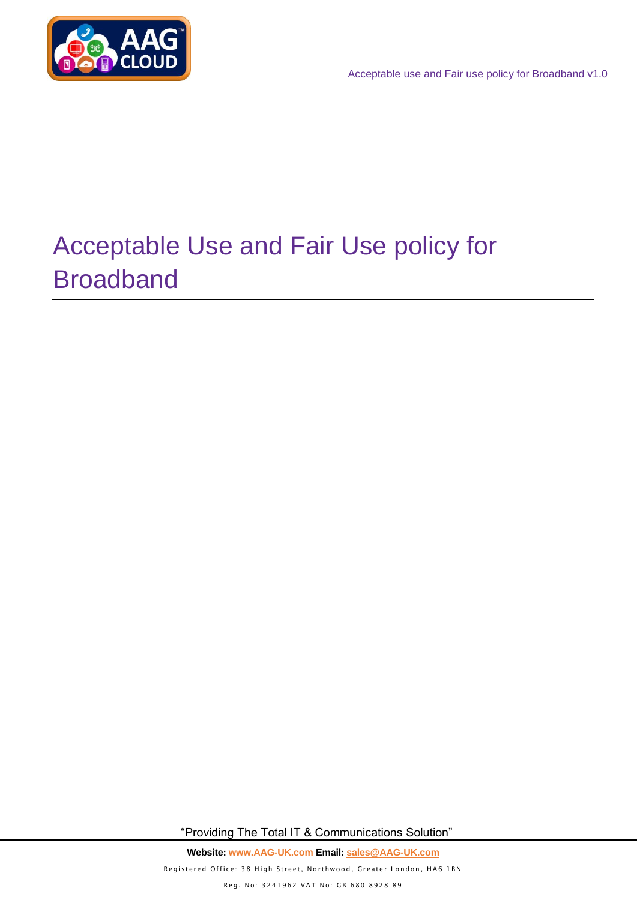# Acceptable Use and Fair Use policy for Broadband

"Providing The Total IT & Communications Solution"

**Website:** www.AAG-UK.com **Email:** sales@AAG-UK.com

Registered Office: 38 High Street, Northwood, Greater London, HA6 1BN

Reg. No: 3241962 VAT No: GB 680 8928 89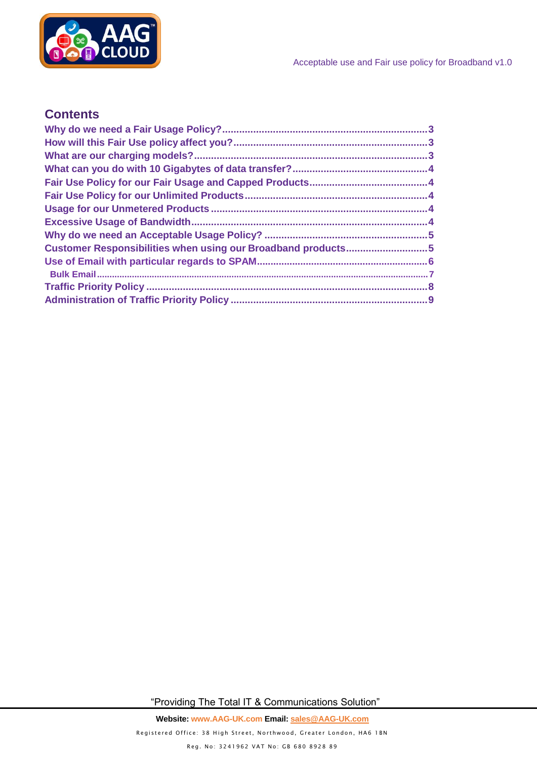## Contents

- Why do we need a Fair Usage Policy? ........ 3
- How will this Fair Use policy affect you? ........ 3
- What are our charging models? ........ 3
- What can you do with 10 Gigabytes of data transfer? ........ 4
- Fair Use Policy for our Fair Usage and Capped Products ........ 4
- Fair Use Policy for our Unlimited Products ........ 4
- Usage for our Unmetered Products ........ 4
- Excessive Usage of Bandwidth ........ 4
- Why do we need an Acceptable Usage Policy? ........ 5
- Customer Responsibilities when using our Broadband products ........ 5
- Use of Email with particular regards to SPAM ........ 6
  - Bulk Email ........ 7
- Traffic Priority Policy ........ 8
- Administration of Traffic Priority Policy ........ 9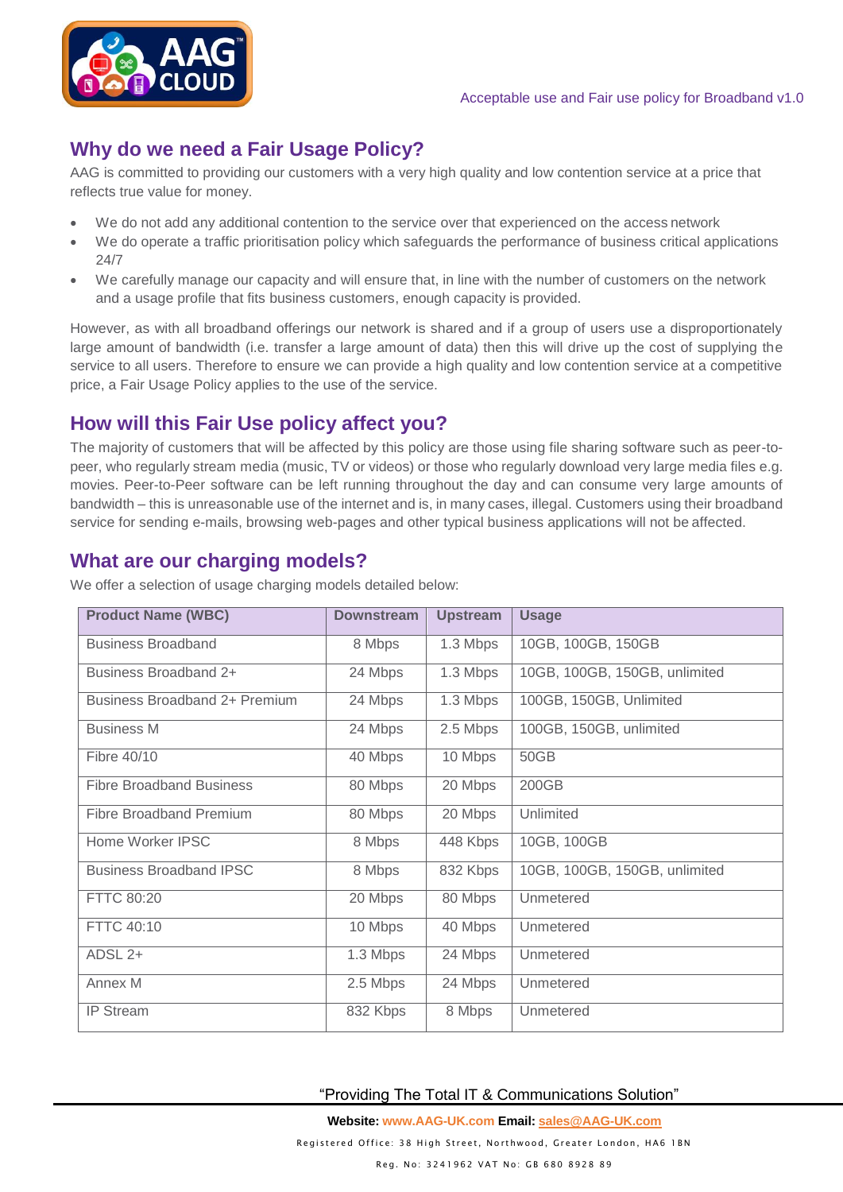## Why do we need a Fair Usage Policy?

AAG is committed to providing our customers with a very high quality and low contention service at a price that reflects true value for money.

- We do not add any additional contention to the service over that experienced on the access network
- We do operate a traffic prioritisation policy which safeguards the performance of business critical applications 24/7
- We carefully manage our capacity and will ensure that, in line with the number of customers on the network and a usage profile that fits business customers, enough capacity is provided.

However, as with all broadband offerings our network is shared and if a group of users use a disproportionately large amount of bandwidth (i.e. transfer a large amount of data) then this will drive up the cost of supplying the service to all users. Therefore to ensure we can provide a high quality and low contention service at a competitive price, a Fair Usage Policy applies to the use of the service.

## How will this Fair Use policy affect you?

The majority of customers that will be affected by this policy are those using file sharing software such as peer-to-peer, who regularly stream media (music, TV or videos) or those who regularly download very large media files e.g. movies. Peer-to-Peer software can be left running throughout the day and can consume very large amounts of bandwidth – this is unreasonable use of the internet and is, in many cases, illegal. Customers using their broadband service for sending e-mails, browsing web-pages and other typical business applications will not be affected.

## What are our charging models?

We offer a selection of usage charging models detailed below:

| Product Name (WBC) | Downstream | Upstream | Usage |
|---|---|---|---|
| Business Broadband | 8 Mbps | 1.3 Mbps | 10GB, 100GB, 150GB |
| Business Broadband 2+ | 24 Mbps | 1.3 Mbps | 10GB, 100GB, 150GB, unlimited |
| Business Broadband 2+ Premium | 24 Mbps | 1.3 Mbps | 100GB, 150GB, Unlimited |
| Business M | 24 Mbps | 2.5 Mbps | 100GB, 150GB, unlimited |
| Fibre 40/10 | 40 Mbps | 10 Mbps | 50GB |
| Fibre Broadband Business | 80 Mbps | 20 Mbps | 200GB |
| Fibre Broadband Premium | 80 Mbps | 20 Mbps | Unlimited |
| Home Worker IPSC | 8 Mbps | 448 Kbps | 10GB, 100GB |
| Business Broadband IPSC | 8 Mbps | 832 Kbps | 10GB, 100GB, 150GB, unlimited |
| FTTC 80:20 | 20 Mbps | 80 Mbps | Unmetered |
| FTTC 40:10 | 10 Mbps | 40 Mbps | Unmetered |
| ADSL 2+ | 1.3 Mbps | 24 Mbps | Unmetered |
| Annex M | 2.5 Mbps | 24 Mbps | Unmetered |
| IP Stream | 832 Kbps | 8 Mbps | Unmetered |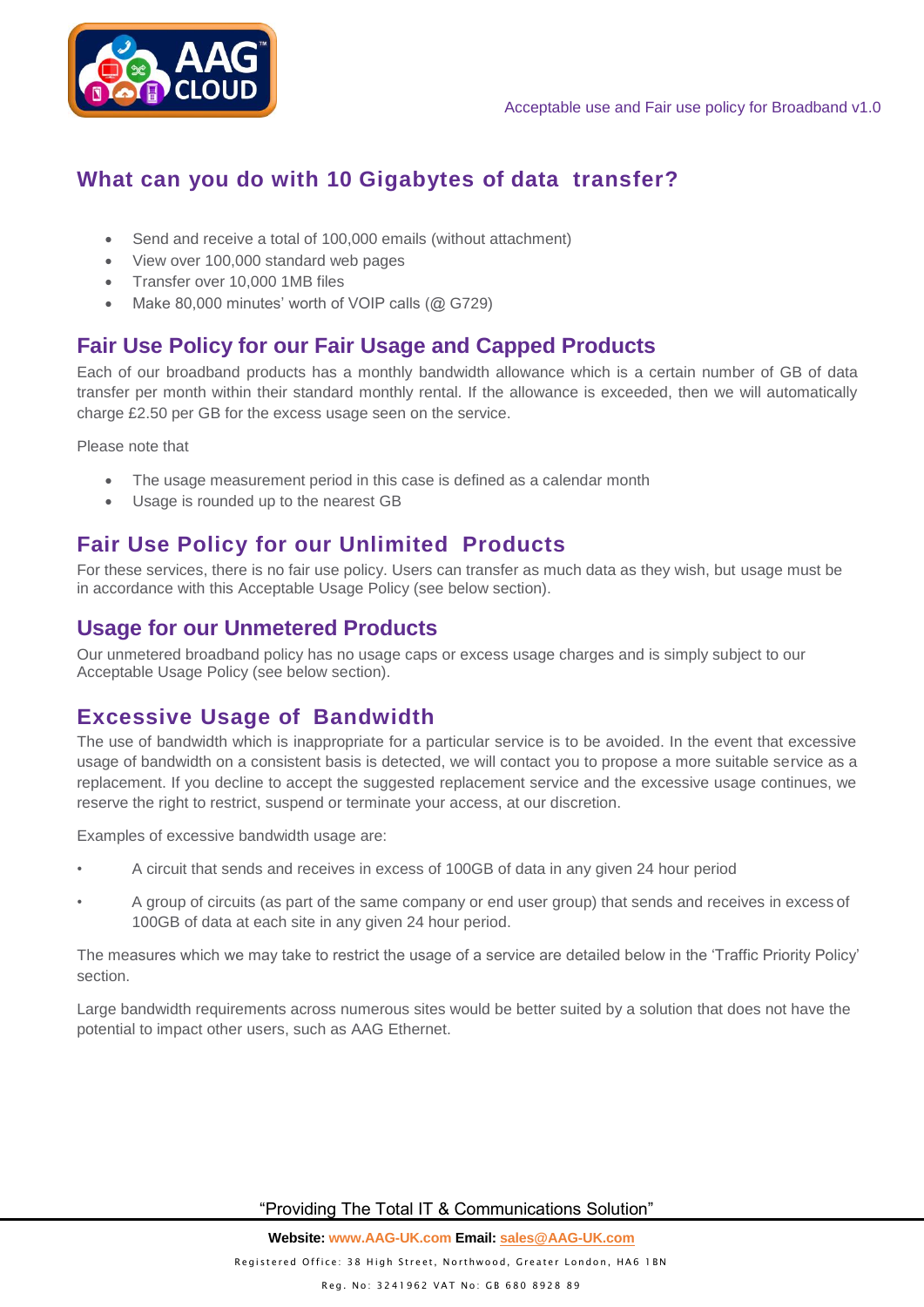## What can you do with 10 Gigabytes of data transfer?

- Send and receive a total of 100,000 emails (without attachment)
- View over 100,000 standard web pages
- Transfer over 10,000 1MB files
- Make 80,000 minutes' worth of VOIP calls (@ G729)

## Fair Use Policy for our Fair Usage and Capped Products

Each of our broadband products has a monthly bandwidth allowance which is a certain number of GB of data transfer per month within their standard monthly rental. If the allowance is exceeded, then we will automatically charge £2.50 per GB for the excess usage seen on the service.

Please note that

- The usage measurement period in this case is defined as a calendar month
- Usage is rounded up to the nearest GB

## Fair Use Policy for our Unlimited Products

For these services, there is no fair use policy. Users can transfer as much data as they wish, but usage must be in accordance with this Acceptable Usage Policy (see below section).

## Usage for our Unmetered Products

Our unmetered broadband policy has no usage caps or excess usage charges and is simply subject to our Acceptable Usage Policy (see below section).

## Excessive Usage of Bandwidth

The use of bandwidth which is inappropriate for a particular service is to be avoided. In the event that excessive usage of bandwidth on a consistent basis is detected, we will contact you to propose a more suitable service as a replacement. If you decline to accept the suggested replacement service and the excessive usage continues, we reserve the right to restrict, suspend or terminate your access, at our discretion.

Examples of excessive bandwidth usage are:

- A circuit that sends and receives in excess of 100GB of data in any given 24 hour period
- A group of circuits (as part of the same company or end user group) that sends and receives in excess of 100GB of data at each site in any given 24 hour period.

The measures which we may take to restrict the usage of a service are detailed below in the 'Traffic Priority Policy' section.

Large bandwidth requirements across numerous sites would be better suited by a solution that does not have the potential to impact other users, such as AAG Ethernet.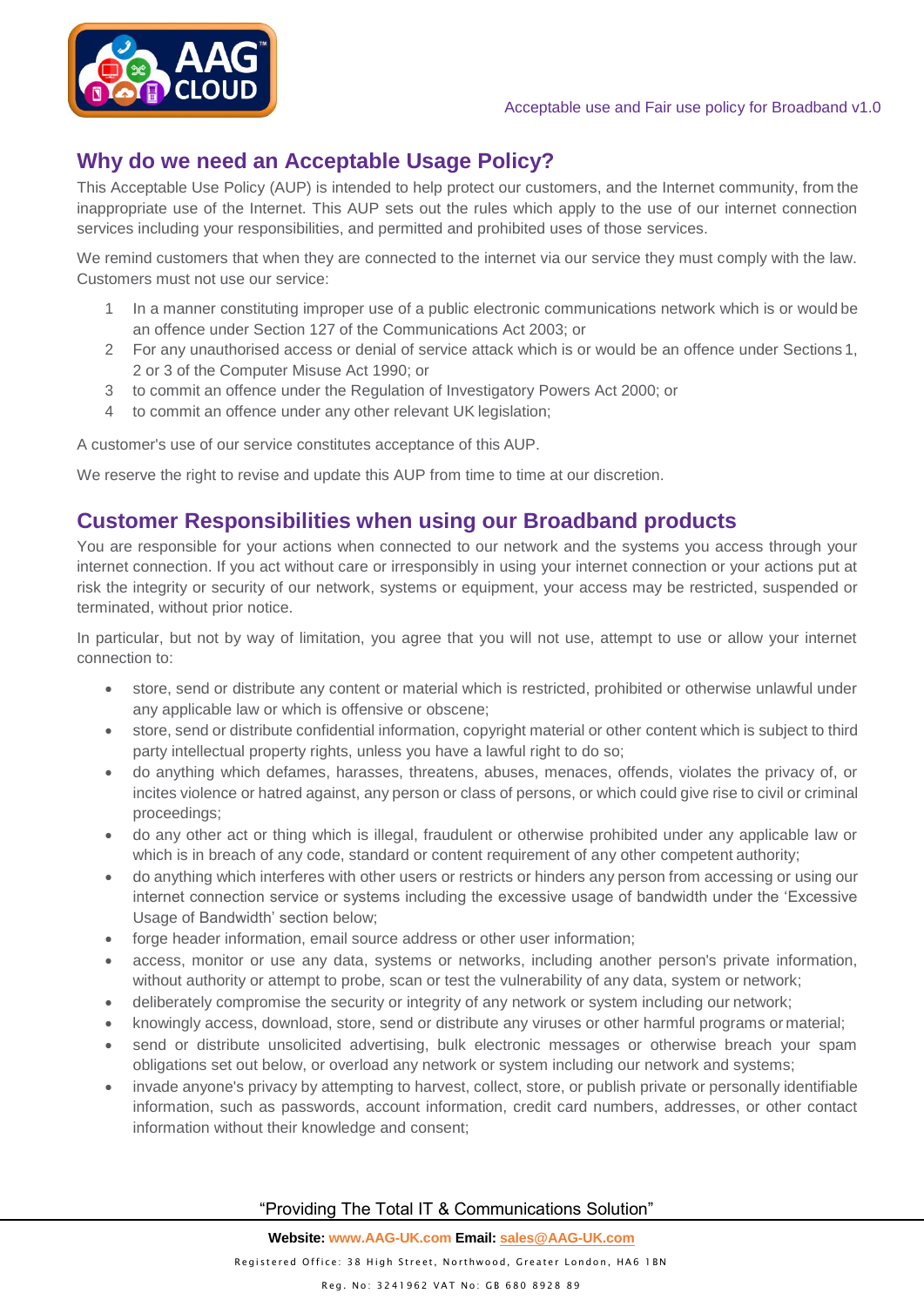## Why do we need an Acceptable Usage Policy?

This Acceptable Use Policy (AUP) is intended to help protect our customers, and the Internet community, from the inappropriate use of the Internet. This AUP sets out the rules which apply to the use of our internet connection services including your responsibilities, and permitted and prohibited uses of those services.

We remind customers that when they are connected to the internet via our service they must comply with the law. Customers must not use our service:

1. In a manner constituting improper use of a public electronic communications network which is or would be an offence under Section 127 of the Communications Act 2003; or
2. For any unauthorised access or denial of service attack which is or would be an offence under Sections 1, 2 or 3 of the Computer Misuse Act 1990; or
3. to commit an offence under the Regulation of Investigatory Powers Act 2000; or
4. to commit an offence under any other relevant UK legislation;

A customer's use of our service constitutes acceptance of this AUP.

We reserve the right to revise and update this AUP from time to time at our discretion.

## Customer Responsibilities when using our Broadband products

You are responsible for your actions when connected to our network and the systems you access through your internet connection. If you act without care or irresponsibly in using your internet connection or your actions put at risk the integrity or security of our network, systems or equipment, your access may be restricted, suspended or terminated, without prior notice.

In particular, but not by way of limitation, you agree that you will not use, attempt to use or allow your internet connection to:

- store, send or distribute any content or material which is restricted, prohibited or otherwise unlawful under any applicable law or which is offensive or obscene;
- store, send or distribute confidential information, copyright material or other content which is subject to third party intellectual property rights, unless you have a lawful right to do so;
- do anything which defames, harasses, threatens, abuses, menaces, offends, violates the privacy of, or incites violence or hatred against, any person or class of persons, or which could give rise to civil or criminal proceedings;
- do any other act or thing which is illegal, fraudulent or otherwise prohibited under any applicable law or which is in breach of any code, standard or content requirement of any other competent authority;
- do anything which interferes with other users or restricts or hinders any person from accessing or using our internet connection service or systems including the excessive usage of bandwidth under the 'Excessive Usage of Bandwidth' section below;
- forge header information, email source address or other user information;
- access, monitor or use any data, systems or networks, including another person's private information, without authority or attempt to probe, scan or test the vulnerability of any data, system or network;
- deliberately compromise the security or integrity of any network or system including our network;
- knowingly access, download, store, send or distribute any viruses or other harmful programs or material;
- send or distribute unsolicited advertising, bulk electronic messages or otherwise breach your spam obligations set out below, or overload any network or system including our network and systems;
- invade anyone's privacy by attempting to harvest, collect, store, or publish private or personally identifiable information, such as passwords, account information, credit card numbers, addresses, or other contact information without their knowledge and consent;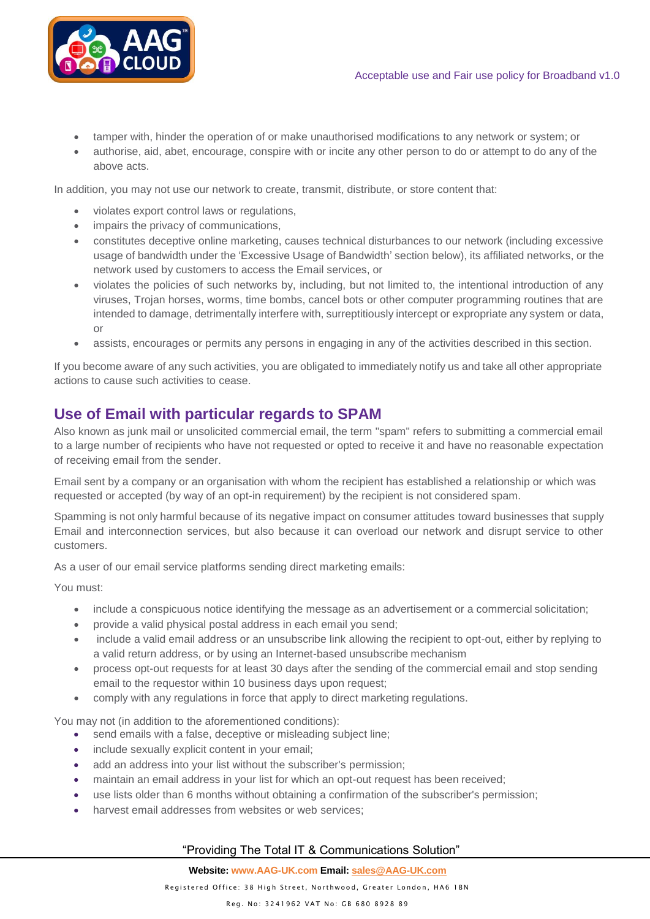- tamper with, hinder the operation of or make unauthorised modifications to any network or system; or
- authorise, aid, abet, encourage, conspire with or incite any other person to do or attempt to do any of the above acts.

In addition, you may not use our network to create, transmit, distribute, or store content that:

- violates export control laws or regulations,
- impairs the privacy of communications,
- constitutes deceptive online marketing, causes technical disturbances to our network (including excessive usage of bandwidth under the 'Excessive Usage of Bandwidth' section below), its affiliated networks, or the network used by customers to access the Email services, or
- violates the policies of such networks by, including, but not limited to, the intentional introduction of any viruses, Trojan horses, worms, time bombs, cancel bots or other computer programming routines that are intended to damage, detrimentally interfere with, surreptitiously intercept or expropriate any system or data, or
- assists, encourages or permits any persons in engaging in any of the activities described in this section.

If you become aware of any such activities, you are obligated to immediately notify us and take all other appropriate actions to cause such activities to cease.

## Use of Email with particular regards to SPAM

Also known as junk mail or unsolicited commercial email, the term "spam" refers to submitting a commercial email to a large number of recipients who have not requested or opted to receive it and have no reasonable expectation of receiving email from the sender.

Email sent by a company or an organisation with whom the recipient has established a relationship or which was requested or accepted (by way of an opt-in requirement) by the recipient is not considered spam.

Spamming is not only harmful because of its negative impact on consumer attitudes toward businesses that supply Email and interconnection services, but also because it can overload our network and disrupt service to other customers.

As a user of our email service platforms sending direct marketing emails:

You must:

- include a conspicuous notice identifying the message as an advertisement or a commercial solicitation;
- provide a valid physical postal address in each email you send;
- include a valid email address or an unsubscribe link allowing the recipient to opt-out, either by replying to a valid return address, or by using an Internet-based unsubscribe mechanism
- process opt-out requests for at least 30 days after the sending of the commercial email and stop sending email to the requestor within 10 business days upon request;
- comply with any regulations in force that apply to direct marketing regulations.

You may not (in addition to the aforementioned conditions):

- send emails with a false, deceptive or misleading subject line;
- include sexually explicit content in your email;
- add an address into your list without the subscriber's permission;
- maintain an email address in your list for which an opt-out request has been received;
- use lists older than 6 months without obtaining a confirmation of the subscriber's permission;
- harvest email addresses from websites or web services;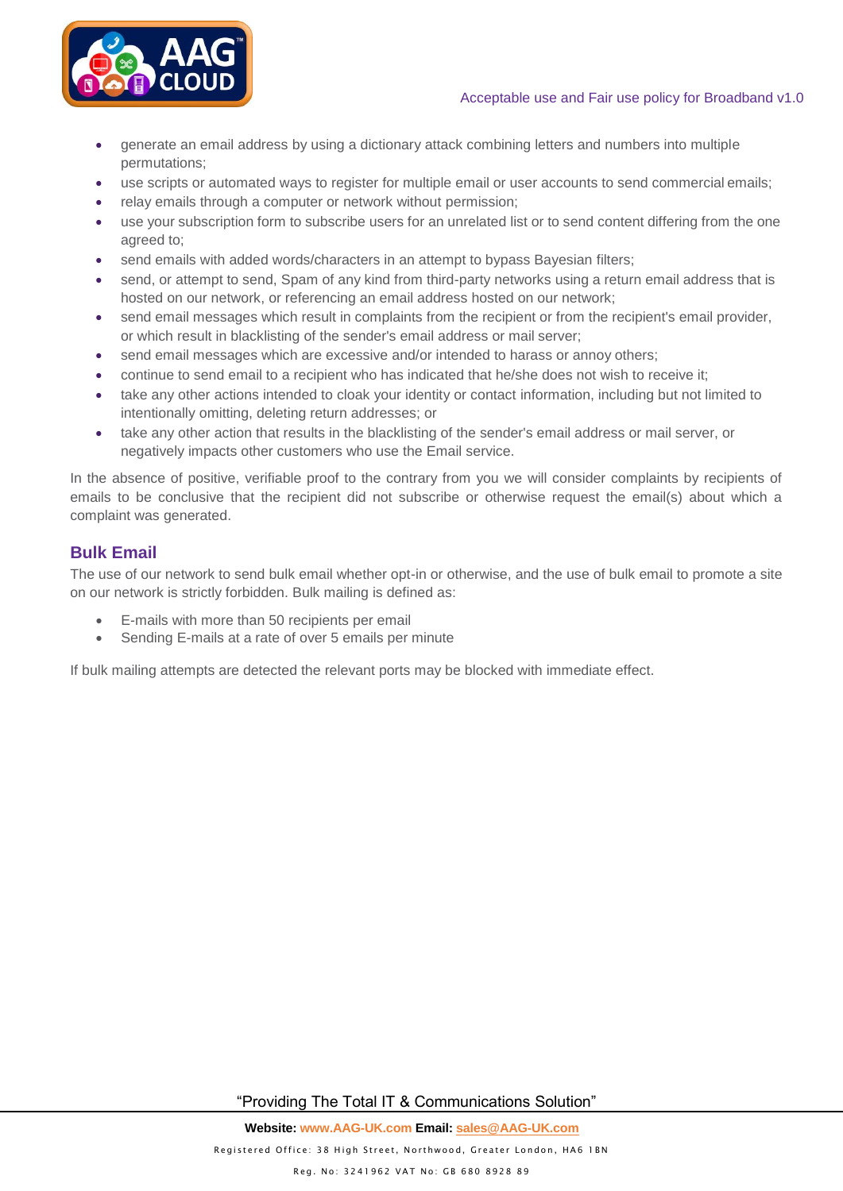- generate an email address by using a dictionary attack combining letters and numbers into multiple permutations;
- use scripts or automated ways to register for multiple email or user accounts to send commercial emails;
- relay emails through a computer or network without permission;
- use your subscription form to subscribe users for an unrelated list or to send content differing from the one agreed to;
- send emails with added words/characters in an attempt to bypass Bayesian filters;
- send, or attempt to send, Spam of any kind from third-party networks using a return email address that is hosted on our network, or referencing an email address hosted on our network;
- send email messages which result in complaints from the recipient or from the recipient's email provider, or which result in blacklisting of the sender's email address or mail server;
- send email messages which are excessive and/or intended to harass or annoy others;
- continue to send email to a recipient who has indicated that he/she does not wish to receive it;
- take any other actions intended to cloak your identity or contact information, including but not limited to intentionally omitting, deleting return addresses; or
- take any other action that results in the blacklisting of the sender's email address or mail server, or negatively impacts other customers who use the Email service.

In the absence of positive, verifiable proof to the contrary from you we will consider complaints by recipients of emails to be conclusive that the recipient did not subscribe or otherwise request the email(s) about which a complaint was generated.

## Bulk Email

The use of our network to send bulk email whether opt-in or otherwise, and the use of bulk email to promote a site on our network is strictly forbidden. Bulk mailing is defined as:

- E-mails with more than 50 recipients per email
- Sending E-mails at a rate of over 5 emails per minute

If bulk mailing attempts are detected the relevant ports may be blocked with immediate effect.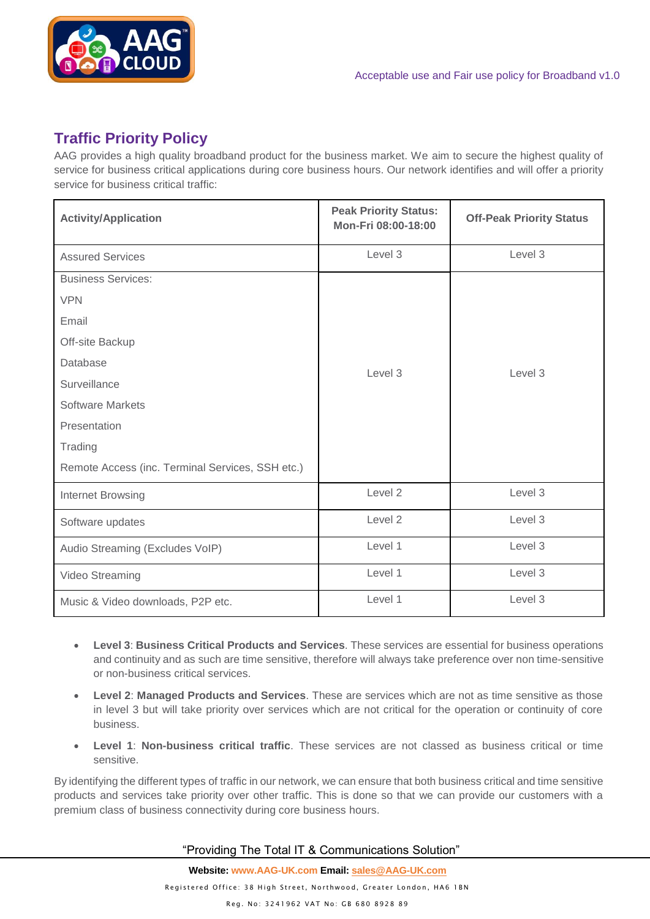## Traffic Priority Policy

AAG provides a high quality broadband product for the business market. We aim to secure the highest quality of service for business critical applications during core business hours. Our network identifies and will offer a priority service for business critical traffic:

| Activity/Application | Peak Priority Status: Mon-Fri 08:00-18:00 | Off-Peak Priority Status |
|---|---|---|
| Assured Services | Level 3 | Level 3 |
| Business Services:<br>VPN<br>Email<br>Off-site Backup<br>Database<br>Surveillance<br>Software Markets<br>Presentation<br>Trading<br>Remote Access (inc. Terminal Services, SSH etc.) | Level 3 | Level 3 |
| Internet Browsing | Level 2 | Level 3 |
| Software updates | Level 2 | Level 3 |
| Audio Streaming (Excludes VoIP) | Level 1 | Level 3 |
| Video Streaming | Level 1 | Level 3 |
| Music & Video downloads, P2P etc. | Level 1 | Level 3 |

- **Level 3**: **Business Critical Products and Services**. These services are essential for business operations and continuity and as such are time sensitive, therefore will always take preference over non time-sensitive or non-business critical services.
- **Level 2**: **Managed Products and Services**. These are services which are not as time sensitive as those in level 3 but will take priority over services which are not critical for the operation or continuity of core business.
- **Level 1**: **Non-business critical traffic**. These services are not classed as business critical or time sensitive.

By identifying the different types of traffic in our network, we can ensure that both business critical and time sensitive products and services take priority over other traffic. This is done so that we can provide our customers with a premium class of business connectivity during core business hours.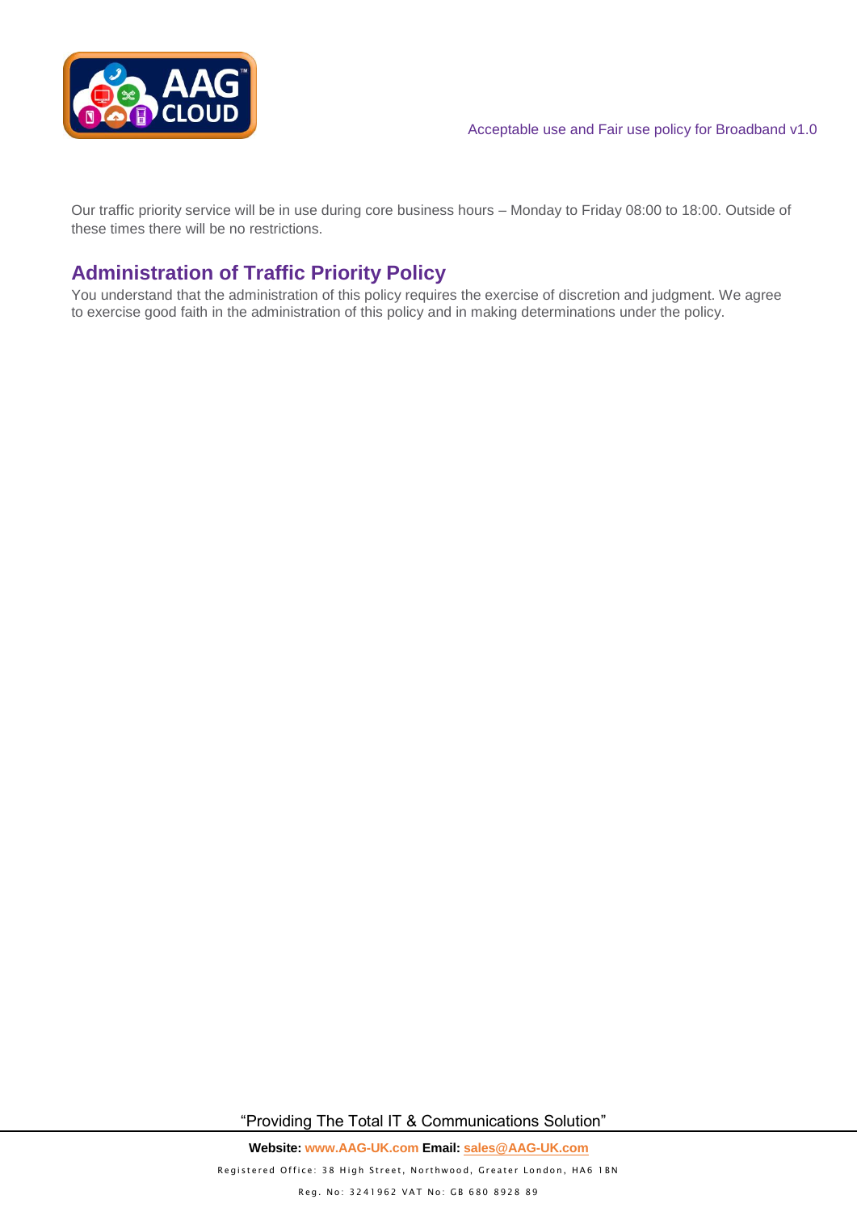Our traffic priority service will be in use during core business hours – Monday to Friday 08:00 to 18:00. Outside of these times there will be no restrictions.

## Administration of Traffic Priority Policy

You understand that the administration of this policy requires the exercise of discretion and judgment. We agree to exercise good faith in the administration of this policy and in making determinations under the policy.